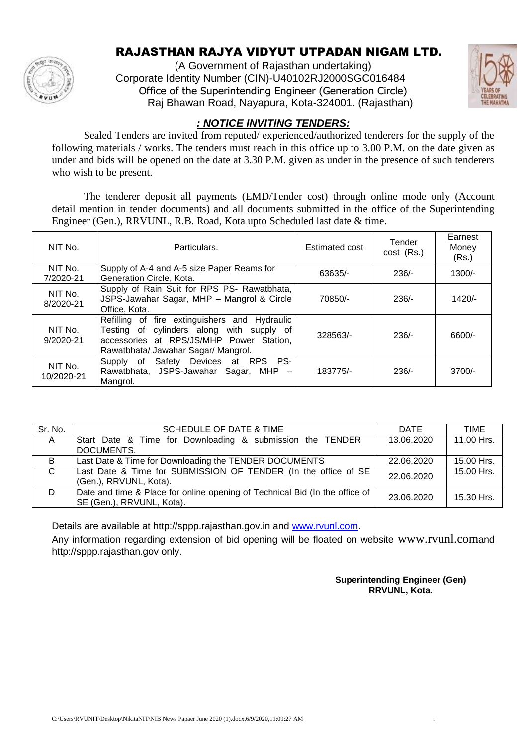# RAJASTHAN RAJYA VIDYUT UTPADAN NIGAM LTD.

(A Government of Rajasthan undertaking)
Corporate Identity Number (CIN)-U40102RJ2000SGC016484
Office of the Superintending Engineer (Generation Circle)
Raj Bhawan Road, Nayapura, Kota-324001. (Rajasthan)

## *: NOTICE INVITING TENDERS:*

Sealed Tenders are invited from reputed/ experienced/authorized tenderers for the supply of the following materials / works. The tenders must reach in this office up to 3.00 P.M. on the date given as under and bids will be opened on the date at 3.30 P.M. given as under in the presence of such tenderers who wish to be present.

The tenderer deposit all payments (EMD/Tender cost) through online mode only (Account detail mention in tender documents) and all documents submitted in the office of the Superintending Engineer (Gen.), RRVUNL, R.B. Road, Kota upto Scheduled last date & time.

| NIT No. | Particulars. | Estimated cost | Tender cost (Rs.) | Earnest Money (Rs.) |
|---|---|---|---|---|
| NIT No. 7/2020-21 | Supply of A-4 and A-5 size Paper Reams for Generation Circle, Kota. | 63635/- | 236/- | 1300/- |
| NIT No. 8/2020-21 | Supply of Rain Suit for RPS PS- Rawatbhata, JSPS-Jawahar Sagar, MHP – Mangrol & Circle Office, Kota. | 70850/- | 236/- | 1420/- |
| NIT No. 9/2020-21 | Refilling of fire extinguishers and Hydraulic Testing of cylinders along with supply of accessories at RPS/JS/MHP Power Station, Rawatbhata/ Jawahar Sagar/ Mangrol. | 328563/- | 236/- | 6600/- |
| NIT No. 10/2020-21 | Supply of Safety Devices at RPS PS- Rawatbhata, JSPS-Jawahar Sagar, MHP – Mangrol. | 183775/- | 236/- | 3700/- |

| Sr. No. | SCHEDULE OF DATE & TIME | DATE | TIME |
|---|---|---|---|
| A | Start Date & Time for Downloading & submission the TENDER DOCUMENTS. | 13.06.2020 | 11.00 Hrs. |
| B | Last Date & Time for Downloading the TENDER DOCUMENTS | 22.06.2020 | 15.00 Hrs. |
| C | Last Date & Time for SUBMISSION OF TENDER (In the office of SE (Gen.), RRVUNL, Kota). | 22.06.2020 | 15.00 Hrs. |
| D | Date and time & Place for online opening of Technical Bid (In the office of SE (Gen.), RRVUNL, Kota). | 23.06.2020 | 15.30 Hrs. |

Details are available at http://sppp.rajasthan.gov.in and www.rvunl.com.

Any information regarding extension of bid opening will be floated on website www.rvunl.comand http://sppp.rajasthan.gov only.

**Superintending Engineer (Gen)**
**RRVUNL, Kota.**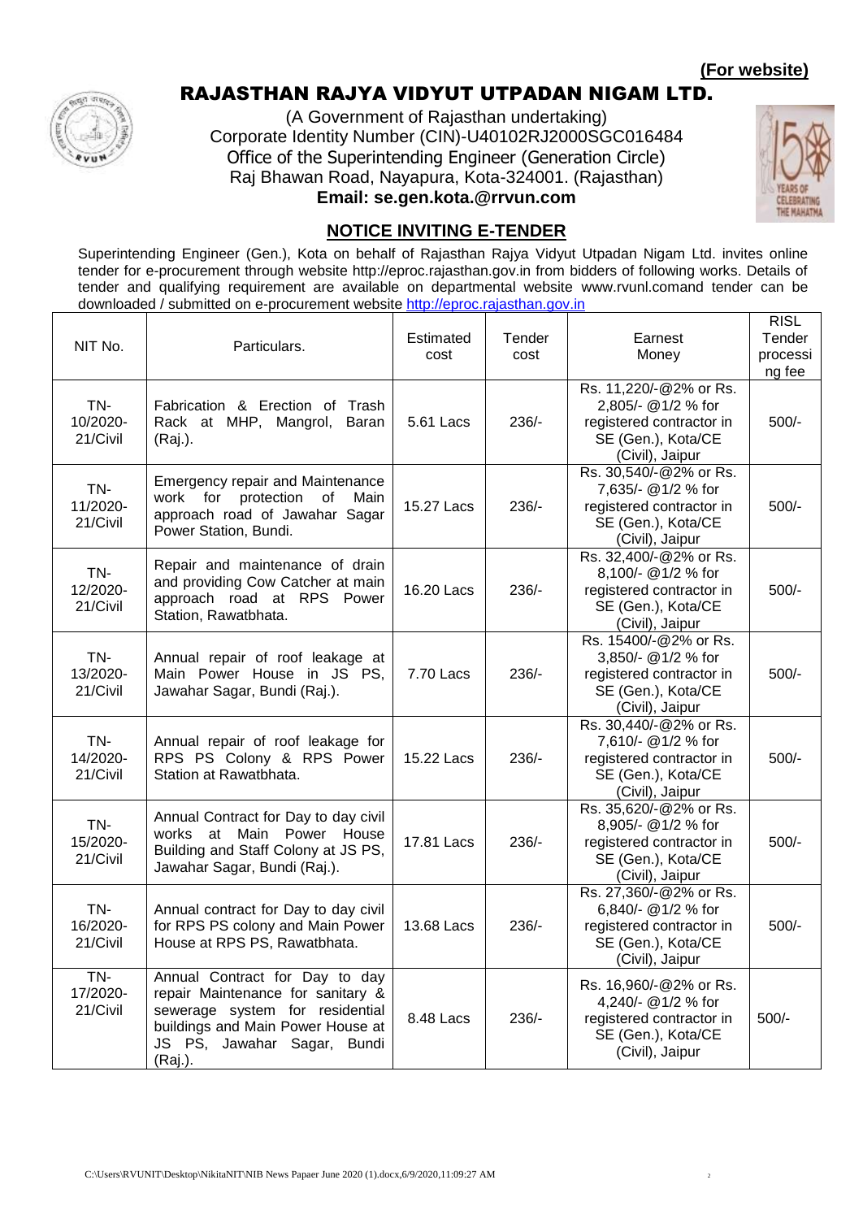**(For website)**

# RAJASTHAN RAJYA VIDYUT UTPADAN NIGAM LTD.

(A Government of Rajasthan undertaking)
Corporate Identity Number (CIN)-U40102RJ2000SGC016484
Office of the Superintending Engineer (Generation Circle)
Raj Bhawan Road, Nayapura, Kota-324001. (Rajasthan)
**Email: se.gen.kota.@rrvun.com**

## NOTICE INVITING E-TENDER

Superintending Engineer (Gen.), Kota on behalf of Rajasthan Rajya Vidyut Utpadan Nigam Ltd. invites online tender for e-procurement through website http://eproc.rajasthan.gov.in from bidders of following works. Details of tender and qualifying requirement are available on departmental website www.rvunl.comand tender can be downloaded / submitted on e-procurement website http://eproc.rajasthan.gov.in

| NIT No. | Particulars. | Estimated cost | Tender cost | Earnest Money | RISL Tender processing fee |
|---|---|---|---|---|---|
| TN-10/2020-21/Civil | Fabrication & Erection of Trash Rack at MHP, Mangrol, Baran (Raj.). | 5.61 Lacs | 236/- | Rs. 11,220/-@2% or Rs. 2,805/- @1/2 % for registered contractor in SE (Gen.), Kota/CE (Civil), Jaipur | 500/- |
| TN-11/2020-21/Civil | Emergency repair and Maintenance work for protection of Main approach road of Jawahar Sagar Power Station, Bundi. | 15.27 Lacs | 236/- | Rs. 30,540/-@2% or Rs. 7,635/- @1/2 % for registered contractor in SE (Gen.), Kota/CE (Civil), Jaipur | 500/- |
| TN-12/2020-21/Civil | Repair and maintenance of drain and providing Cow Catcher at main approach road at RPS Power Station, Rawatbhata. | 16.20 Lacs | 236/- | Rs. 32,400/-@2% or Rs. 8,100/- @1/2 % for registered contractor in SE (Gen.), Kota/CE (Civil), Jaipur | 500/- |
| TN-13/2020-21/Civil | Annual repair of roof leakage at Main Power House in JS PS, Jawahar Sagar, Bundi (Raj.). | 7.70 Lacs | 236/- | Rs. 15400/-@2% or Rs. 3,850/- @1/2 % for registered contractor in SE (Gen.), Kota/CE (Civil), Jaipur | 500/- |
| TN-14/2020-21/Civil | Annual repair of roof leakage for RPS PS Colony & RPS Power Station at Rawatbhata. | 15.22 Lacs | 236/- | Rs. 30,440/-@2% or Rs. 7,610/- @1/2 % for registered contractor in SE (Gen.), Kota/CE (Civil), Jaipur | 500/- |
| TN-15/2020-21/Civil | Annual Contract for Day to day civil works at Main Power House Building and Staff Colony at JS PS, Jawahar Sagar, Bundi (Raj.). | 17.81 Lacs | 236/- | Rs. 35,620/-@2% or Rs. 8,905/- @1/2 % for registered contractor in SE (Gen.), Kota/CE (Civil), Jaipur | 500/- |
| TN-16/2020-21/Civil | Annual contract for Day to day civil for RPS PS colony and Main Power House at RPS PS, Rawatbhata. | 13.68 Lacs | 236/- | Rs. 27,360/-@2% or Rs. 6,840/- @1/2 % for registered contractor in SE (Gen.), Kota/CE (Civil), Jaipur | 500/- |
| TN-17/2020-21/Civil | Annual Contract for Day to day repair Maintenance for sanitary & sewerage system for residential buildings and Main Power House at JS PS, Jawahar Sagar, Bundi (Raj.). | 8.48 Lacs | 236/- | Rs. 16,960/-@2% or Rs. 4,240/- @1/2 % for registered contractor in SE (Gen.), Kota/CE (Civil), Jaipur | 500/- |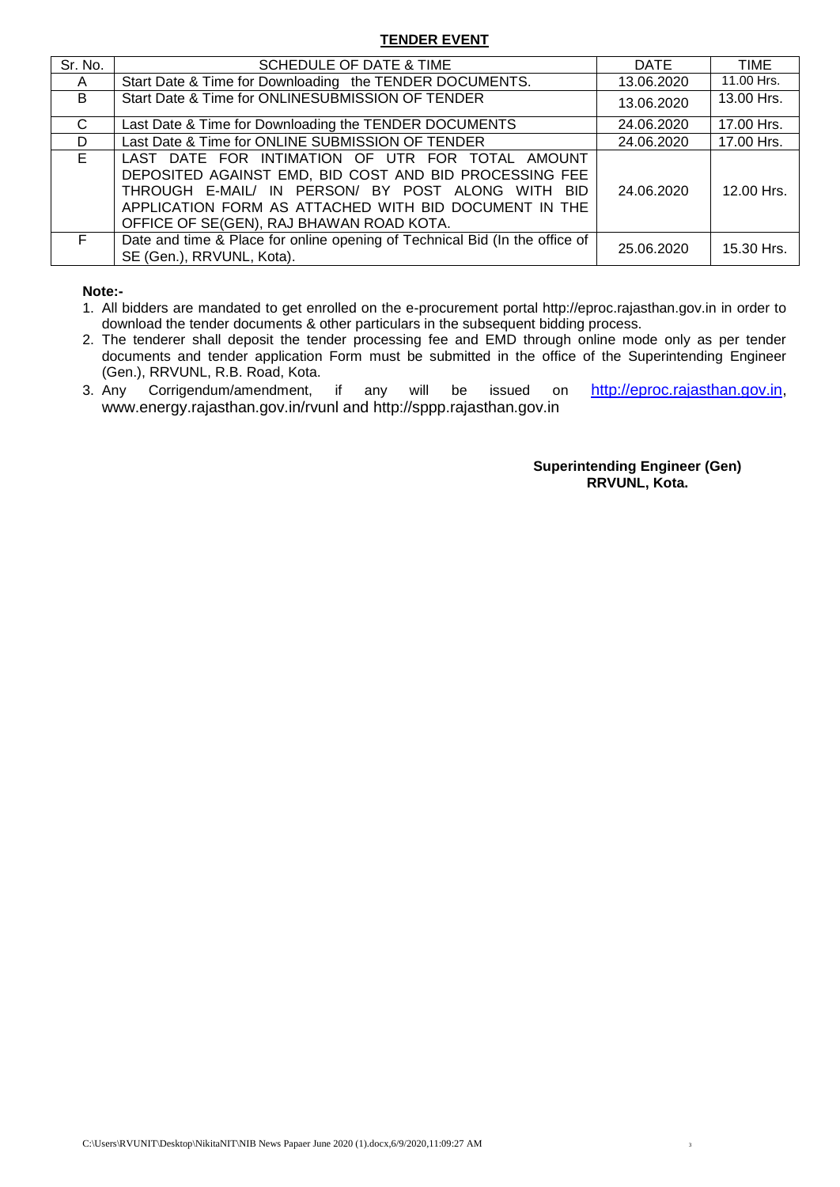## TENDER EVENT

| Sr. No. | SCHEDULE OF DATE & TIME | DATE | TIME |
|---|---|---|---|
| A | Start Date & Time for Downloading the TENDER DOCUMENTS. | 13.06.2020 | 11.00 Hrs. |
| B | Start Date & Time for ONLINESUBMISSION OF TENDER | 13.06.2020 | 13.00 Hrs. |
| C | Last Date & Time for Downloading the TENDER DOCUMENTS | 24.06.2020 | 17.00 Hrs. |
| D | Last Date & Time for ONLINE SUBMISSION OF TENDER | 24.06.2020 | 17.00 Hrs. |
| E | LAST DATE FOR INTIMATION OF UTR FOR TOTAL AMOUNT DEPOSITED AGAINST EMD, BID COST AND BID PROCESSING FEE THROUGH E-MAIL/ IN PERSON/ BY POST ALONG WITH BID APPLICATION FORM AS ATTACHED WITH BID DOCUMENT IN THE OFFICE OF SE(GEN), RAJ BHAWAN ROAD KOTA. | 24.06.2020 | 12.00 Hrs. |
| F | Date and time & Place for online opening of Technical Bid (In the office of SE (Gen.), RRVUNL, Kota). | 25.06.2020 | 15.30 Hrs. |

**Note:-**

1. All bidders are mandated to get enrolled on the e-procurement portal http://eproc.rajasthan.gov.in in order to download the tender documents & other particulars in the subsequent bidding process.
2. The tenderer shall deposit the tender processing fee and EMD through online mode only as per tender documents and tender application Form must be submitted in the office of the Superintending Engineer (Gen.), RRVUNL, R.B. Road, Kota.
3. Any Corrigendum/amendment, if any will be issued on http://eproc.rajasthan.gov.in, www.energy.rajasthan.gov.in/rvunl and http://sppp.rajasthan.gov.in

**Superintending Engineer (Gen)**
**RRVUNL, Kota.**

C:\Users\RVUNIT\Desktop\NikitaNIT\NIB News Papaer June 2020 (1).docx,6/9/2020,11:09:27 AM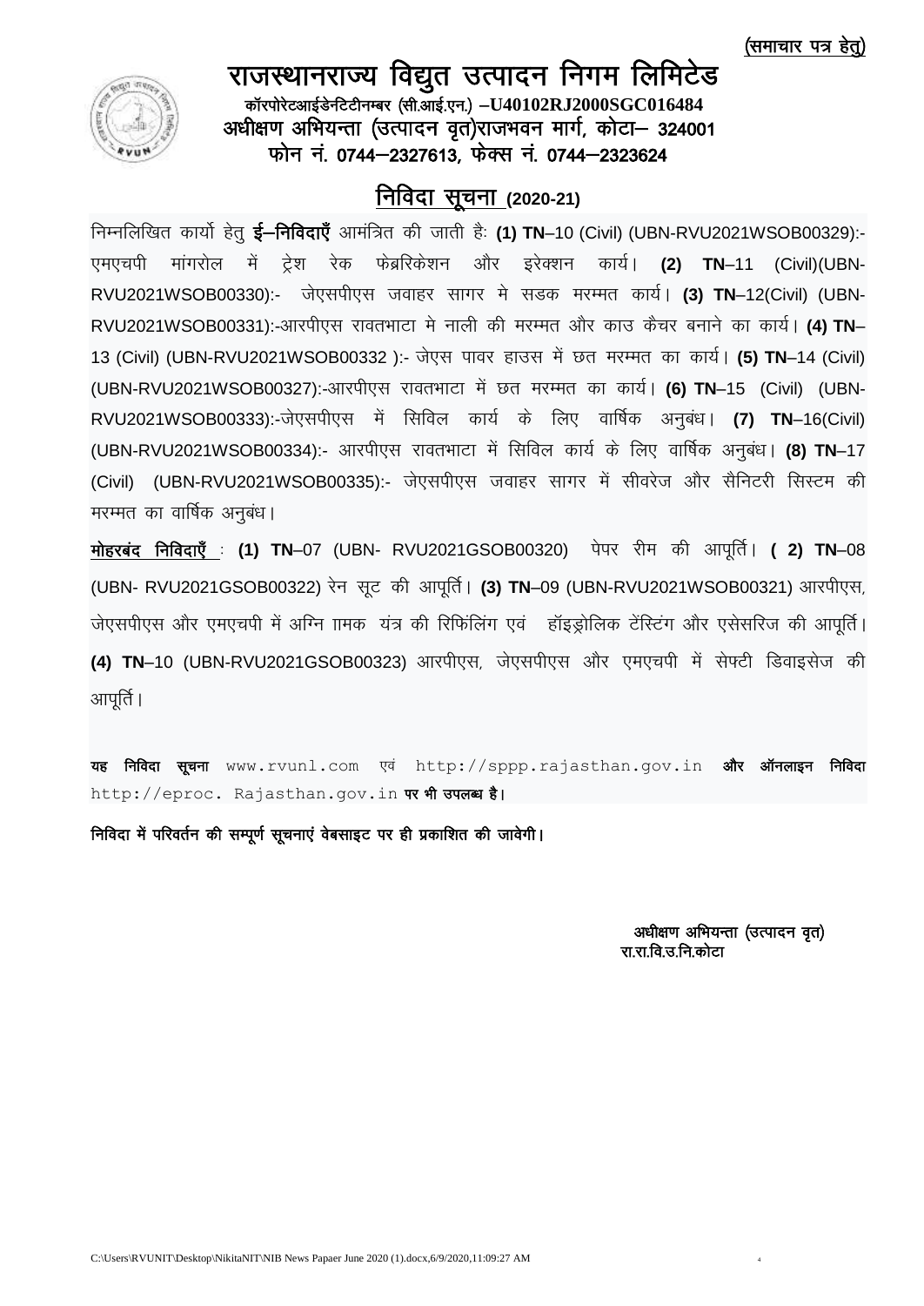**(समाचार पत्र हेतु)**

# राजस्थानराज्य विद्युत उत्पादन निगम लिमिटेड

**कॉरपोरेटआईडेनटिटीनम्बर (सी.आई.एन.) –U40102RJ2000SGC016484**

**अधीक्षण अभियन्ता (उत्पादन वृत)राजभवन मार्ग, कोटा– 324001**

**फोन नं. 0744–2327613, फेक्स नं. 0744–2323624**

## निविदा सूचना (2020-21)

निम्नलिखित कार्यो हेतु **ई–निविदाएँ** आमंत्रित की जाती हैः **(1) TN**–10 (Civil) (UBN-RVU2021WSOB00329):- एमएचपी मांगरोल में ट्रेश रेक फेब्रिकेशन और इरेक्शन कार्य। **(2) TN**–11 (Civil)(UBN-RVU2021WSOB00330):- जेएसपीएस जवाहर सागर मे सडक मरम्मत कार्य। **(3) TN**–12(Civil) (UBN-RVU2021WSOB00331):-आरपीएस रावतभाटा मे नाली की मरम्मत और काउ कैचर बनाने का कार्य। **(4) TN**–13 (Civil) (UBN-RVU2021WSOB00332 ):- जेएस पावर हाउस में छत मरम्मत का कार्य। **(5) TN**–14 (Civil) (UBN-RVU2021WSOB00327):-आरपीएस रावतभाटा में छत मरम्मत का कार्य। **(6) TN**–15 (Civil) (UBN-RVU2021WSOB00333):-जेएसपीएस में सिविल कार्य के लिए वार्षिक अनुबंध। **(7) TN**–16(Civil) (UBN-RVU2021WSOB00334):- आरपीएस रावतभाटा में सिविल कार्य के लिए वार्षिक अनुबंध। **(8) TN**–17 (Civil) (UBN-RVU2021WSOB00335):- जेएसपीएस जवाहर सागर में सीवरेज और सैनिटरी सिस्टम की मरम्मत का वार्षिक अनुबंध।

**मोहरबंद निविदाएँ** ः **(1) TN**–07 (UBN- RVU2021GSOB00320) पेपर रीम की आपूर्ति। **( 2) TN**–08 (UBN- RVU2021GSOB00322) रेन सूट की आपूर्ति। **(3) TN**–09 (UBN-RVU2021WSOB00321) आरपीएस, जेएसपीएस और एमएचपी में अग्नि ामक यंत्र की रिफिलिंग एवं हॉइड्रोलिक टेंस्टिंग और एसेसरिज की आपूर्ति। **(4) TN**–10 (UBN-RVU2021GSOB00323) आरपीएस, जेएसपीएस और एमएचपी में सेफ्टी डिवाइसेज की आपूर्ति।

**यह निविदा सूचना** www.rvunl.com एवं http://sppp.rajasthan.gov.in **और ऑनलाइन निविदा** http://eproc. Rajasthan.gov.in **पर भी उपलब्ध है।**

**निविदा में परिवर्तन की सम्पूर्ण सूचनाएं वेबसाइट पर ही प्रकाशित की जावेगी।**

**अधीक्षण अभियन्ता (उत्पादन वृत)**
**रा.रा.वि.उ.नि.कोटा**

C:\Users\RVUNIT\Desktop\NikitaNIT\NIB News Papaer June 2020 (1).docx,6/9/2020,11:09:27 AM